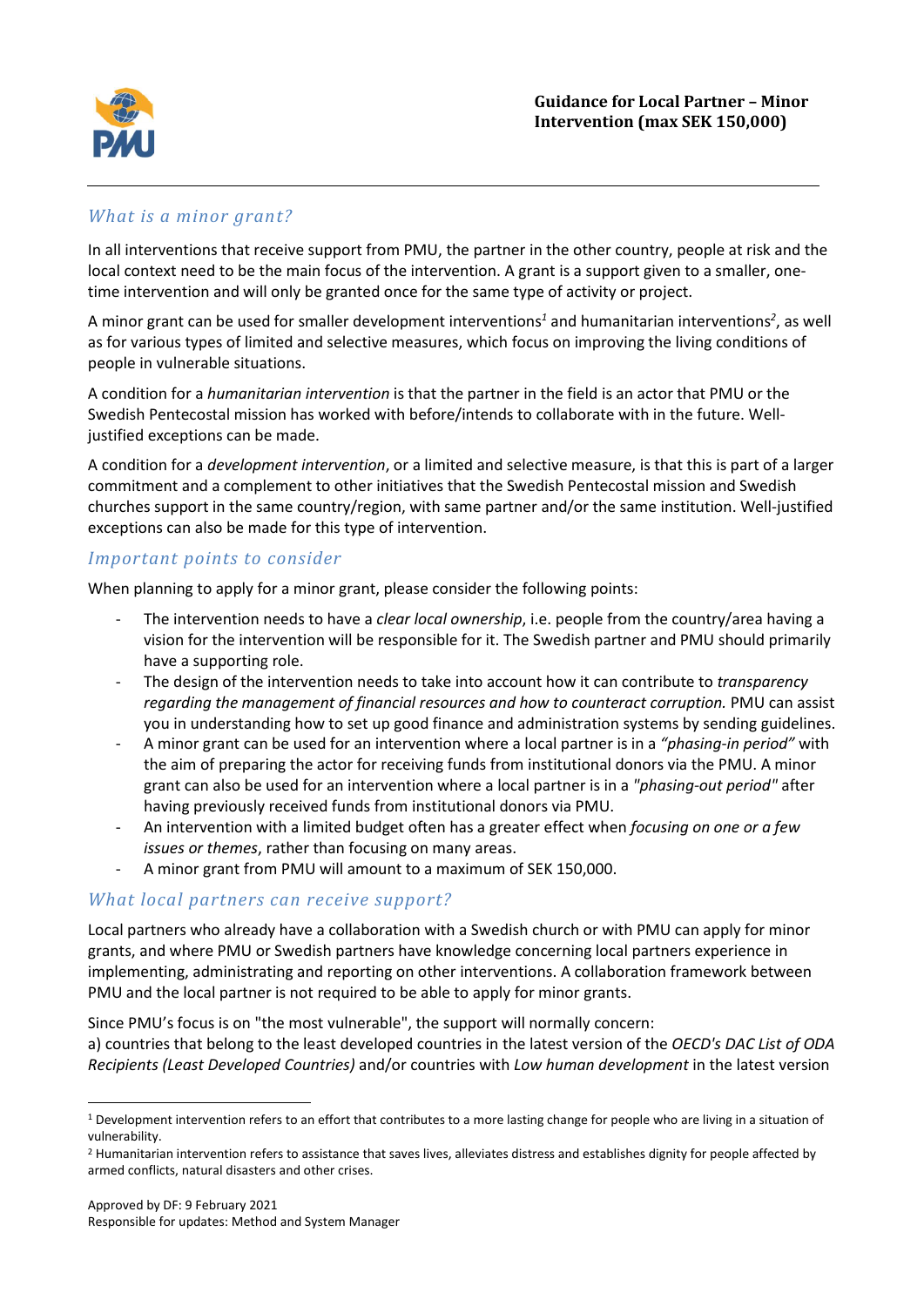# Guidance for Local Partner – Minor Intervention (max SEK 150,000)

## What is a minor grant?

In all interventions that receive support from PMU, the partner in the other country, people at risk and the local context need to be the main focus of the intervention. A grant is a support given to a smaller, one-time intervention and will only be granted once for the same type of activity or project.

A minor grant can be used for smaller development interventions[1] and humanitarian interventions[2], as well as for various types of limited and selective measures, which focus on improving the living conditions of people in vulnerable situations.

A condition for a *humanitarian intervention* is that the partner in the field is an actor that PMU or the Swedish Pentecostal mission has worked with before/intends to collaborate with in the future. Well-justified exceptions can be made.

A condition for a *development intervention*, or a limited and selective measure, is that this is part of a larger commitment and a complement to other initiatives that the Swedish Pentecostal mission and Swedish churches support in the same country/region, with same partner and/or the same institution. Well-justified exceptions can also be made for this type of intervention.

## Important points to consider

When planning to apply for a minor grant, please consider the following points:

- The intervention needs to have a *clear local ownership*, i.e. people from the country/area having a vision for the intervention will be responsible for it. The Swedish partner and PMU should primarily have a supporting role.
- The design of the intervention needs to take into account how it can contribute to *transparency regarding the management of financial resources and how to counteract corruption.* PMU can assist you in understanding how to set up good finance and administration systems by sending guidelines.
- A minor grant can be used for an intervention where a local partner is in a *"phasing-in period"* with the aim of preparing the actor for receiving funds from institutional donors via the PMU. A minor grant can also be used for an intervention where a local partner is in a *"phasing-out period"* after having previously received funds from institutional donors via PMU.
- An intervention with a limited budget often has a greater effect when *focusing on one or a few issues or themes*, rather than focusing on many areas.
- A minor grant from PMU will amount to a maximum of SEK 150,000.

## What local partners can receive support?

Local partners who already have a collaboration with a Swedish church or with PMU can apply for minor grants, and where PMU or Swedish partners have knowledge concerning local partners experience in implementing, administrating and reporting on other interventions. A collaboration framework between PMU and the local partner is not required to be able to apply for minor grants.

Since PMU's focus is on "the most vulnerable", the support will normally concern:
a) countries that belong to the least developed countries in the latest version of the *OECD's DAC List of ODA Recipients (Least Developed Countries)* and/or countries with *Low human development* in the latest version

[1] Development intervention refers to an effort that contributes to a more lasting change for people who are living in a situation of vulnerability.

[2] Humanitarian intervention refers to assistance that saves lives, alleviates distress and establishes dignity for people affected by armed conflicts, natural disasters and other crises.

Approved by DF: 9 February 2021
Responsible for updates: Method and System Manager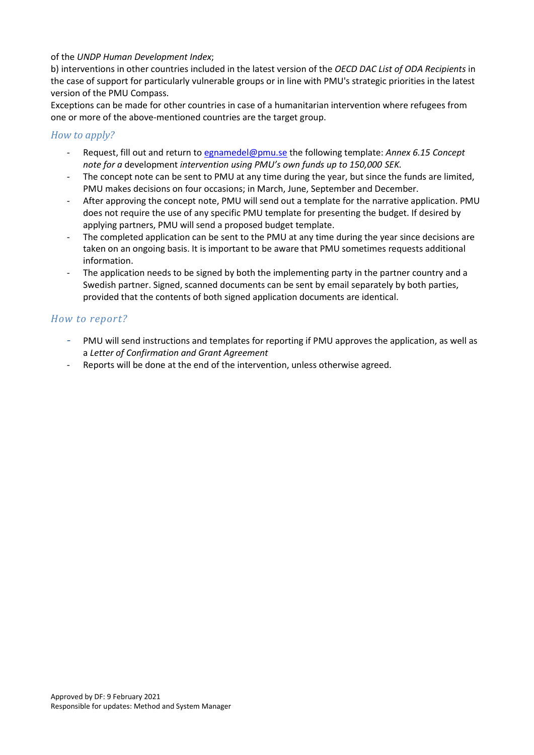of the *UNDP Human Development Index*;
b) interventions in other countries included in the latest version of the *OECD DAC List of ODA Recipients* in the case of support for particularly vulnerable groups or in line with PMU's strategic priorities in the latest version of the PMU Compass.
Exceptions can be made for other countries in case of a humanitarian intervention where refugees from one or more of the above-mentioned countries are the target group.

## How to apply?

- Request, fill out and return to egnamedel@pmu.se the following template: *Annex 6.15 Concept note for a* development *intervention using PMU's own funds up to 150,000 SEK.*
- The concept note can be sent to PMU at any time during the year, but since the funds are limited, PMU makes decisions on four occasions; in March, June, September and December.
- After approving the concept note, PMU will send out a template for the narrative application. PMU does not require the use of any specific PMU template for presenting the budget. If desired by applying partners, PMU will send a proposed budget template.
- The completed application can be sent to the PMU at any time during the year since decisions are taken on an ongoing basis. It is important to be aware that PMU sometimes requests additional information.
- The application needs to be signed by both the implementing party in the partner country and a Swedish partner. Signed, scanned documents can be sent by email separately by both parties, provided that the contents of both signed application documents are identical.

## How to report?

- PMU will send instructions and templates for reporting if PMU approves the application, as well as a *Letter of Confirmation and Grant Agreement*
- Reports will be done at the end of the intervention, unless otherwise agreed.

Approved by DF: 9 February 2021
Responsible for updates: Method and System Manager